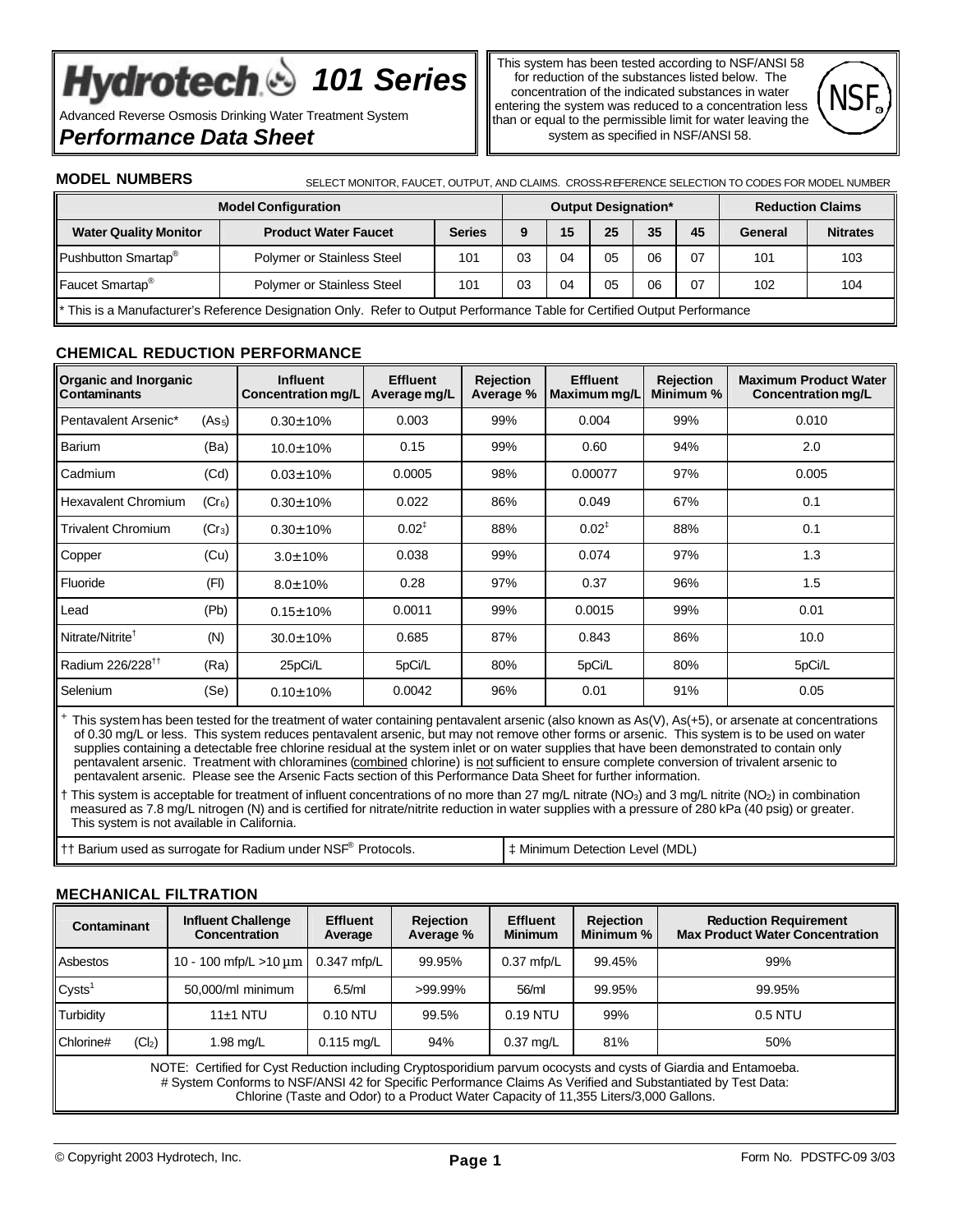# Hydrotech 101 Series

Advanced Reverse Osmosis Drinking Water Treatment System

## *Performance Data Sheet*

This system has been tested according to NSF/ANSI 58 for reduction of the substances listed below. The concentration of the indicated substances in water entering the system was reduced to a concentration less than or equal to the permissible limit for water leaving the system as specified in NSF/ANSI 58.

### MODEL NUMBERS

SELECT MONITOR, FAUCET, OUTPUT, AND CLAIMS. CROSS-REFERENCE SELECTION TO CODES FOR MODEL NUMBER

| Model Configuration | | | Output Designation* | | | | | Reduction Claims | |
|---|---|---|---|---|---|---|---|---|---|
| Water Quality Monitor | Product Water Faucet | Series | 9 | 15 | 25 | 35 | 45 | General | Nitrates |
| Pushbutton Smartap® | Polymer or Stainless Steel | 101 | 03 | 04 | 05 | 06 | 07 | 101 | 103 |
| Faucet Smartap® | Polymer or Stainless Steel | 101 | 03 | 04 | 05 | 06 | 07 | 102 | 104 |

\* This is a Manufacturer's Reference Designation Only. Refer to Output Performance Table for Certified Output Performance

### CHEMICAL REDUCTION PERFORMANCE

| Organic and Inorganic Contaminants | | Influent Concentration mg/L | Effluent Average mg/L | Rejection Average % | Effluent Maximum mg/L | Rejection Minimum % | Maximum Product Water Concentration mg/L |
|---|---|---|---|---|---|---|---|
| Pentavalent Arsenic* | ($As_5$) | 0.30±10% | 0.003 | 99% | 0.004 | 99% | 0.010 |
| Barium | (Ba) | 10.0±10% | 0.15 | 99% | 0.60 | 94% | 2.0 |
| Cadmium | (Cd) | 0.03±10% | 0.0005 | 98% | 0.00077 | 97% | 0.005 |
| Hexavalent Chromium | ($Cr_6$) | 0.30±10% | 0.022 | 86% | 0.049 | 67% | 0.1 |
| Trivalent Chromium | ($Cr_3$) | 0.30±10% | 0.02‡ | 88% | 0.02‡ | 88% | 0.1 |
| Copper | (Cu) | 3.0±10% | 0.038 | 99% | 0.074 | 97% | 1.3 |
| Fluoride | (Fl) | 8.0±10% | 0.28 | 97% | 0.37 | 96% | 1.5 |
| Lead | (Pb) | 0.15±10% | 0.0011 | 99% | 0.0015 | 99% | 0.01 |
| Nitrate/Nitrite† | (N) | 30.0±10% | 0.685 | 87% | 0.843 | 86% | 10.0 |
| Radium 226/228†† | (Ra) | 25pCi/L | 5pCi/L | 80% | 5pCi/L | 80% | 5pCi/L |
| Selenium | (Se) | 0.10±10% | 0.0042 | 96% | 0.01 | 91% | 0.05 |

\+ This system has been tested for the treatment of water containing pentavalent arsenic (also known as As(V), As(+5), or arsenate at concentrations of 0.30 mg/L or less. This system reduces pentavalent arsenic, but may not remove other forms or arsenic. This system is to be used on water supplies containing a detectable free chlorine residual at the system inlet or on water supplies that have been demonstrated to contain only pentavalent arsenic. Treatment with chloramines (combined chlorine) is not sufficient to ensure complete conversion of trivalent arsenic to pentavalent arsenic. Please see the Arsenic Facts section of this Performance Data Sheet for further information.

† This system is acceptable for treatment of influent concentrations of no more than 27 mg/L nitrate ($NO_3$) and 3 mg/L nitrite ($NO_2$) in combination measured as 7.8 mg/L nitrogen (N) and is certified for nitrate/nitrite reduction in water supplies with a pressure of 280 kPa (40 psig) or greater. This system is not available in California.

†† Barium used as surrogate for Radium under NSF® Protocols.

‡ Minimum Detection Level (MDL)

### MECHANICAL FILTRATION

| Contaminant | | Influent Challenge Concentration | Effluent Average | Rejection Average % | Effluent Minimum | Rejection Minimum % | Reduction Requirement Max Product Water Concentration |
|---|---|---|---|---|---|---|---|
| Asbestos | | 10 - 100 mfp/L >10 µm | 0.347 mfp/L | 99.95% | 0.37 mfp/L | 99.45% | 99% |
| Cysts[1] | | 50,000/ml minimum | 6.5/ml | >99.99% | 56/ml | 99.95% | 99.95% |
| Turbidity | | 11±1 NTU | 0.10 NTU | 99.5% | 0.19 NTU | 99% | 0.5 NTU |
| Chlorine# | ($Cl_2$) | 1.98 mg/L | 0.115 mg/L | 94% | 0.37 mg/L | 81% | 50% |

NOTE: Certified for Cyst Reduction including Cryptosporidium parvum ococysts and cysts of Giardia and Entamoeba.
\# System Conforms to NSF/ANSI 42 for Specific Performance Claims As Verified and Substantiated by Test Data: Chlorine (Taste and Odor) to a Product Water Capacity of 11,355 Liters/3,000 Gallons.

© Copyright 2003 Hydrotech, Inc. Form No. PDSTFC-09 3/03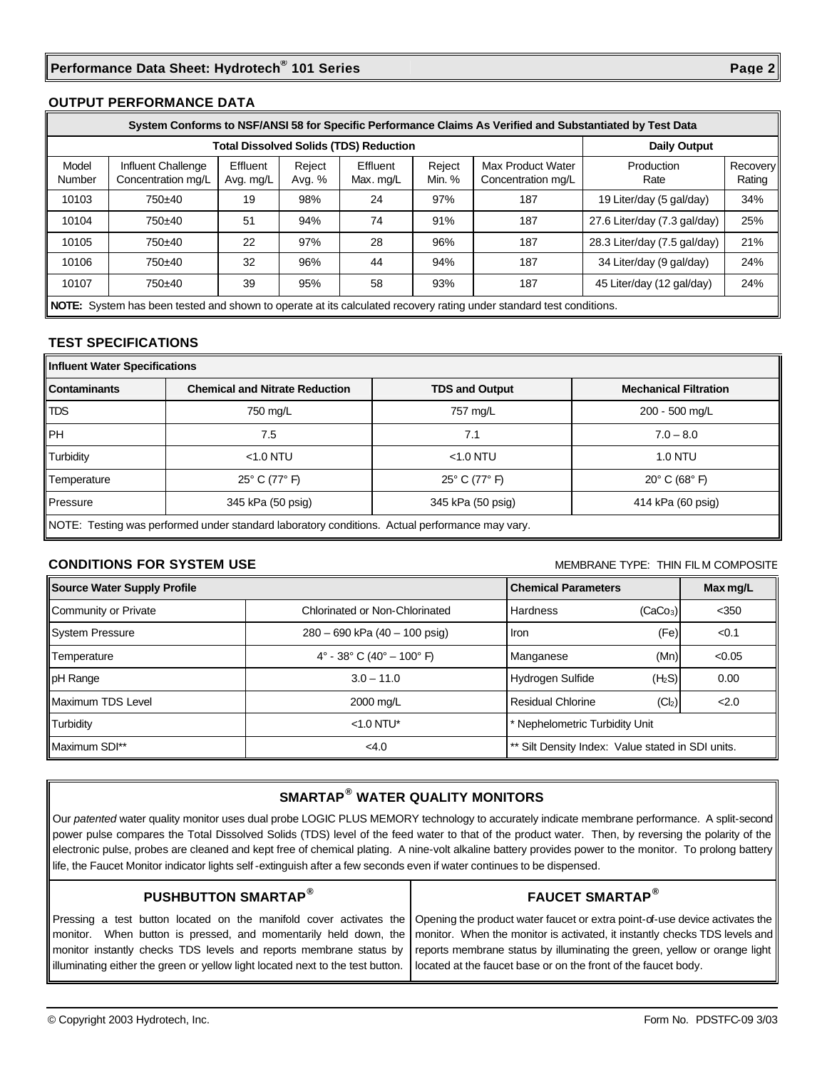## OUTPUT PERFORMANCE DATA

| System Conforms to NSF/ANSI 58 for Specific Performance Claims As Verified and Substantiated by Test Data | | | | | | | | |
|---|---|---|---|---|---|---|---|---|
| Total Dissolved Solids (TDS) Reduction | | | | | | | Daily Output | |
| Model Number | Influent Challenge Concentration mg/L | Effluent Avg. mg/L | Reject Avg. % | Effluent Max. mg/L | Reject Min. % | Max Product Water Concentration mg/L | Production Rate | Recovery Rating |
| 10103 | 750±40 | 19 | 98% | 24 | 97% | 187 | 19 Liter/day (5 gal/day) | 34% |
| 10104 | 750±40 | 51 | 94% | 74 | 91% | 187 | 27.6 Liter/day (7.3 gal/day) | 25% |
| 10105 | 750±40 | 22 | 97% | 28 | 96% | 187 | 28.3 Liter/day (7.5 gal/day) | 21% |
| 10106 | 750±40 | 32 | 96% | 44 | 94% | 187 | 34 Liter/day (9 gal/day) | 24% |
| 10107 | 750±40 | 39 | 95% | 58 | 93% | 187 | 45 Liter/day (12 gal/day) | 24% |

**NOTE:** System has been tested and shown to operate at its calculated recovery rating under standard test conditions.

## TEST SPECIFICATIONS

| Influent Water Specifications | | | |
|---|---|---|---|
| **Contaminants** | **Chemical and Nitrate Reduction** | **TDS and Output** | **Mechanical Filtration** |
| TDS | 750 mg/L | 757 mg/L | 200 - 500 mg/L |
| PH | 7.5 | 7.1 | 7.0 – 8.0 |
| Turbidity | <1.0 NTU | <1.0 NTU | 1.0 NTU |
| Temperature | 25° C (77° F) | 25° C (77° F) | 20° C (68° F) |
| Pressure | 345 kPa (50 psig) | 345 kPa (50 psig) | 414 kPa (60 psig) |

NOTE: Testing was performed under standard laboratory conditions. Actual performance may vary.

## CONDITIONS FOR SYSTEM USE

MEMBRANE TYPE: THIN FILM COMPOSITE

| Source Water Supply Profile | | Chemical Parameters | | Max mg/L |
|---|---|---|---|---|
| Community or Private | Chlorinated or Non-Chlorinated | Hardness | ($CaCO_3$) | <350 |
| System Pressure | 280 – 690 kPa (40 – 100 psig) | Iron | (Fe) | <0.1 |
| Temperature | 4° - 38° C (40° – 100° F) | Manganese | (Mn) | <0.05 |
| pH Range | 3.0 – 11.0 | Hydrogen Sulfide | ($H_2S$) | 0.00 |
| Maximum TDS Level | 2000 mg/L | Residual Chlorine | ($Cl_2$) | <2.0 |
| Turbidity | <1.0 NTU* | * Nephelometric Turbidity Unit | | |
| Maximum SDI** | <4.0 | ** Silt Density Index: Value stated in SDI units. | | |

## SMARTAP® WATER QUALITY MONITORS

Our *patented* water quality monitor uses dual probe LOGIC PLUS MEMORY technology to accurately indicate membrane performance. A split-second power pulse compares the Total Dissolved Solids (TDS) level of the feed water to that of the product water. Then, by reversing the polarity of the electronic pulse, probes are cleaned and kept free of chemical plating. A nine-volt alkaline battery provides power to the monitor. To prolong battery life, the Faucet Monitor indicator lights self-extinguish after a few seconds even if water continues to be dispensed.

### PUSHBUTTON SMARTAP®

Pressing a test button located on the manifold cover activates the monitor. When button is pressed, and momentarily held down, the monitor instantly checks TDS levels and reports membrane status by illuminating either the green or yellow light located next to the test button.

### FAUCET SMARTAP®

Opening the product water faucet or extra point-of-use device activates the monitor. When the monitor is activated, it instantly checks TDS levels and reports membrane status by illuminating the green, yellow or orange light located at the faucet base or on the front of the faucet body.

© Copyright 2003 Hydrotech, Inc.

Form No. PDSTFC-09 3/03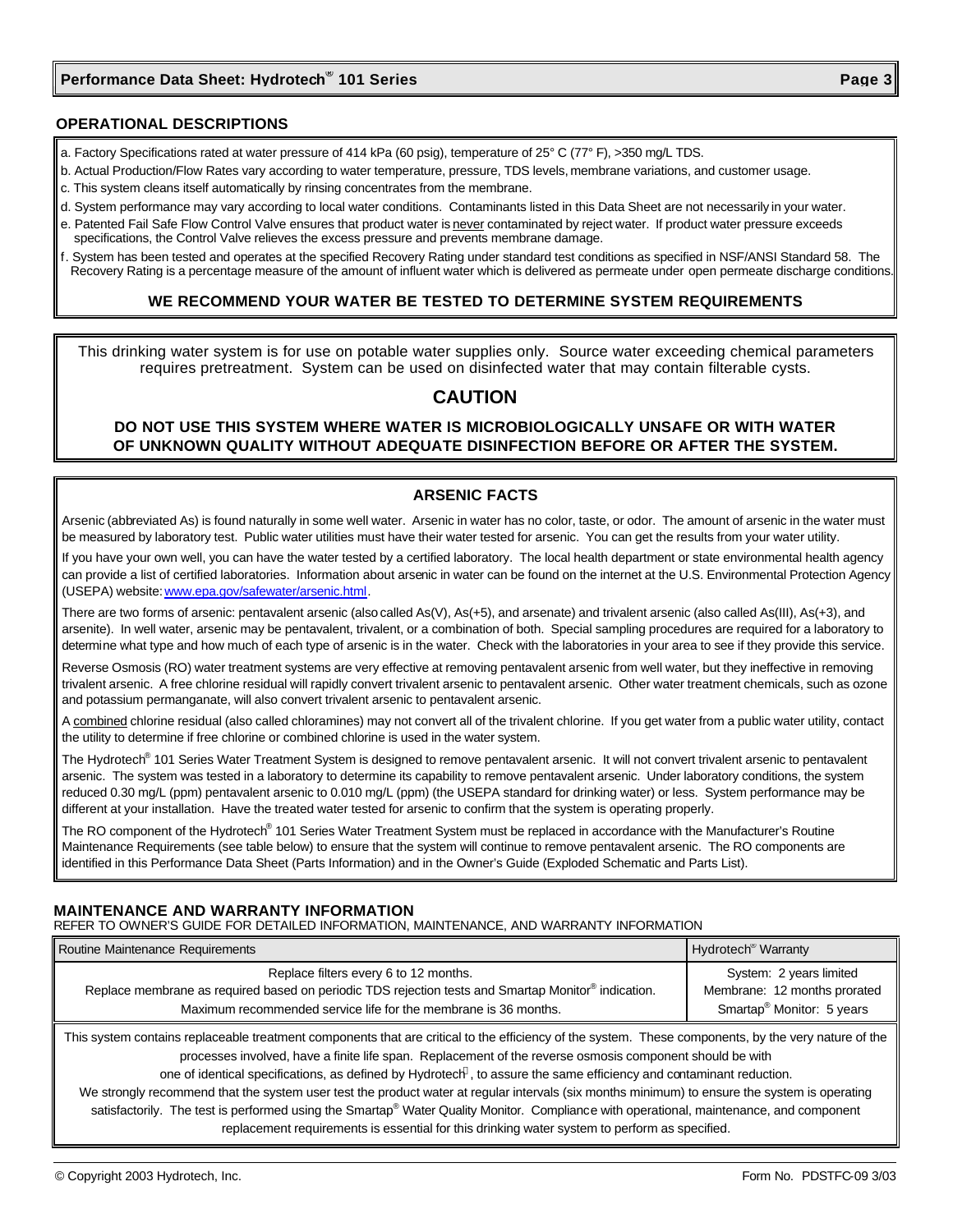## OPERATIONAL DESCRIPTIONS

a. Factory Specifications rated at water pressure of 414 kPa (60 psig), temperature of 25° C (77° F), >350 mg/L TDS.

b. Actual Production/Flow Rates vary according to water temperature, pressure, TDS levels, membrane variations, and customer usage.

c. This system cleans itself automatically by rinsing concentrates from the membrane.

d. System performance may vary according to local water conditions. Contaminants listed in this Data Sheet are not necessarily in your water.

e. Patented Fail Safe Flow Control Valve ensures that product water is never contaminated by reject water. If product water pressure exceeds specifications, the Control Valve relieves the excess pressure and prevents membrane damage.

f. System has been tested and operates at the specified Recovery Rating under standard test conditions as specified in NSF/ANSI Standard 58. The Recovery Rating is a percentage measure of the amount of influent water which is delivered as permeate under open permeate discharge conditions.

**WE RECOMMEND YOUR WATER BE TESTED TO DETERMINE SYSTEM REQUIREMENTS**

This drinking water system is for use on potable water supplies only. Source water exceeding chemical parameters requires pretreatment. System can be used on disinfected water that may contain filterable cysts.

## CAUTION

**DO NOT USE THIS SYSTEM WHERE WATER IS MICROBIOLOGICALLY UNSAFE OR WITH WATER OF UNKNOWN QUALITY WITHOUT ADEQUATE DISINFECTION BEFORE OR AFTER THE SYSTEM.**

## ARSENIC FACTS

Arsenic (abbreviated As) is found naturally in some well water. Arsenic in water has no color, taste, or odor. The amount of arsenic in the water must be measured by laboratory test. Public water utilities must have their water tested for arsenic. You can get the results from your water utility.

If you have your own well, you can have the water tested by a certified laboratory. The local health department or state environmental health agency can provide a list of certified laboratories. Information about arsenic in water can be found on the internet at the U.S. Environmental Protection Agency (USEPA) website: www.epa.gov/safewater/arsenic.html.

There are two forms of arsenic: pentavalent arsenic (also called As(V), As(+5), and arsenate) and trivalent arsenic (also called As(III), As(+3), and arsenite). In well water, arsenic may be pentavalent, trivalent, or a combination of both. Special sampling procedures are required for a laboratory to determine what type and how much of each type of arsenic is in the water. Check with the laboratories in your area to see if they provide this service.

Reverse Osmosis (RO) water treatment systems are very effective at removing pentavalent arsenic from well water, but they ineffective in removing trivalent arsenic. A free chlorine residual will rapidly convert trivalent arsenic to pentavalent arsenic. Other water treatment chemicals, such as ozone and potassium permanganate, will also convert trivalent arsenic to pentavalent arsenic.

A combined chlorine residual (also called chloramines) may not convert all of the trivalent chlorine. If you get water from a public water utility, contact the utility to determine if free chlorine or combined chlorine is used in the water system.

The Hydrotech® 101 Series Water Treatment System is designed to remove pentavalent arsenic. It will not convert trivalent arsenic to pentavalent arsenic. The system was tested in a laboratory to determine its capability to remove pentavalent arsenic. Under laboratory conditions, the system reduced 0.30 mg/L (ppm) pentavalent arsenic to 0.010 mg/L (ppm) (the USEPA standard for drinking water) or less. System performance may be different at your installation. Have the treated water tested for arsenic to confirm that the system is operating properly.

The RO component of the Hydrotech® 101 Series Water Treatment System must be replaced in accordance with the Manufacturer's Routine Maintenance Requirements (see table below) to ensure that the system will continue to remove pentavalent arsenic. The RO components are identified in this Performance Data Sheet (Parts Information) and in the Owner's Guide (Exploded Schematic and Parts List).

## MAINTENANCE AND WARRANTY INFORMATION

REFER TO OWNER'S GUIDE FOR DETAILED INFORMATION, MAINTENANCE, AND WARRANTY INFORMATION

| Routine Maintenance Requirements | Hydrotech® Warranty |
|---|---|
| Replace filters every 6 to 12 months.<br>Replace membrane as required based on periodic TDS rejection tests and Smartap Monitor® indication.<br>Maximum recommended service life for the membrane is 36 months. | System: 2 years limited<br>Membrane: 12 months prorated<br>Smartap® Monitor: 5 years |

This system contains replaceable treatment components that are critical to the efficiency of the system. These components, by the very nature of the processes involved, have a finite life span. Replacement of the reverse osmosis component should be with one of identical specifications, as defined by Hydrotech®, to assure the same efficiency and contaminant reduction.

We strongly recommend that the system user test the product water at regular intervals (six months minimum) to ensure the system is operating satisfactorily. The test is performed using the Smartap® Water Quality Monitor. Compliance with operational, maintenance, and component replacement requirements is essential for this drinking water system to perform as specified.

© Copyright 2003 Hydrotech, Inc. Form No. PDSTFC-09 3/03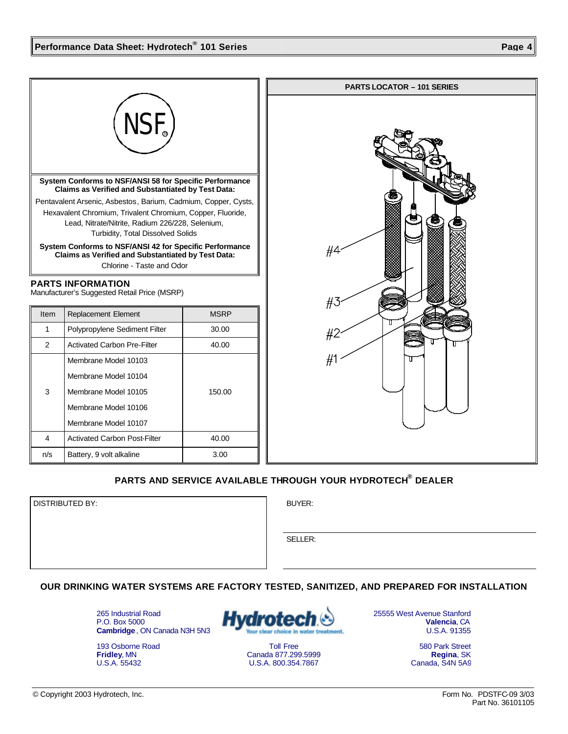NSF

**System Conforms to NSF/ANSI 58 for Specific Performance Claims as Verified and Substantiated by Test Data:**

Pentavalent Arsenic, Asbestos, Barium, Cadmium, Copper, Cysts, Hexavalent Chromium, Trivalent Chromium, Copper, Fluoride, Lead, Nitrate/Nitrite, Radium 226/228, Selenium, Turbidity, Total Dissolved Solids

**System Conforms to NSF/ANSI 42 for Specific Performance Claims as Verified and Substantiated by Test Data:**

Chlorine - Taste and Odor

## PARTS INFORMATION

Manufacturer's Suggested Retail Price (MSRP)

| Item | Replacement Element | MSRP |
|---|---|---|
| 1 | Polypropylene Sediment Filter | 30.00 |
| 2 | Activated Carbon Pre-Filter | 40.00 |
| 3 | Membrane Model 10103<br>Membrane Model 10104<br>Membrane Model 10105<br>Membrane Model 10106<br>Membrane Model 10107 | 150.00 |
| 4 | Activated Carbon Post-Filter | 40.00 |
| n/s | Battery, 9 volt alkaline | 3.00 |

**PARTS LOCATOR – 101 SERIES**

#4

#3

#2

#1

**PARTS AND SERVICE AVAILABLE THROUGH YOUR HYDROTECH® DEALER**

DISTRIBUTED BY:

BUYER:

SELLER:

**OUR DRINKING WATER SYSTEMS ARE FACTORY TESTED, SANITIZED, AND PREPARED FOR INSTALLATION**

265 Industrial Road
P.O. Box 5000
**Cambridge**, ON Canada N3H 5N3

193 Osborne Road
**Fridley**, MN
U.S.A. 55432

Hydrotech
Your clear choice in water treatment.

Toll Free
Canada 877.299.5999
U.S.A. 800.354.7867

25555 West Avenue Stanford
**Valencia**, CA
U.S.A. 91355

580 Park Street
**Regina**, SK
Canada, S4N 5A9

© Copyright 2003 Hydrotech, Inc.

Form No. PDSTFC-09 3/03
Part No. 36101105